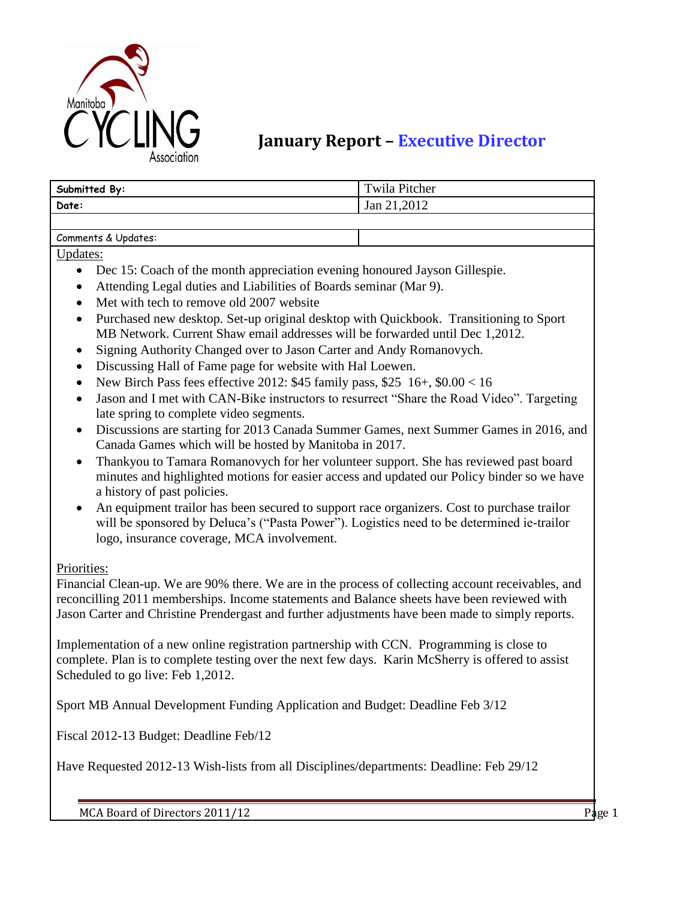# January Report – Executive Director

| Submitted By: | Twila Pitcher |
|---|---|
| Date: | Jan 21,2012 |
| | |
| Comments & Updates: | |

Updates:

- Dec 15: Coach of the month appreciation evening honoured Jayson Gillespie.
- Attending Legal duties and Liabilities of Boards seminar (Mar 9).
- Met with tech to remove old 2007 website
- Purchased new desktop. Set-up original desktop with Quickbook. Transitioning to Sport MB Network. Current Shaw email addresses will be forwarded until Dec 1,2012.
- Signing Authority Changed over to Jason Carter and Andy Romanovych.
- Discussing Hall of Fame page for website with Hal Loewen.
- New Birch Pass fees effective 2012: $45 family pass, $25 16+, $0.00 < 16
- Jason and I met with CAN-Bike instructors to resurrect "Share the Road Video". Targeting late spring to complete video segments.
- Discussions are starting for 2013 Canada Summer Games, next Summer Games in 2016, and Canada Games which will be hosted by Manitoba in 2017.
- Thankyou to Tamara Romanovych for her volunteer support. She has reviewed past board minutes and highlighted motions for easier access and updated our Policy binder so we have a history of past policies.
- An equipment trailor has been secured to support race organizers. Cost to purchase trailor will be sponsored by Deluca's ("Pasta Power"). Logistics need to be determined ie-trailor logo, insurance coverage, MCA involvement.

Priorities:

Financial Clean-up. We are 90% there. We are in the process of collecting account receivables, and reconcilling 2011 memberships. Income statements and Balance sheets have been reviewed with Jason Carter and Christine Prendergast and further adjustments have been made to simply reports.

Implementation of a new online registration partnership with CCN. Programming is close to complete. Plan is to complete testing over the next few days. Karin McSherry is offered to assist Scheduled to go live: Feb 1,2012.

Sport MB Annual Development Funding Application and Budget: Deadline Feb 3/12

Fiscal 2012-13 Budget: Deadline Feb/12

Have Requested 2012-13 Wish-lists from all Disciplines/departments: Deadline: Feb 29/12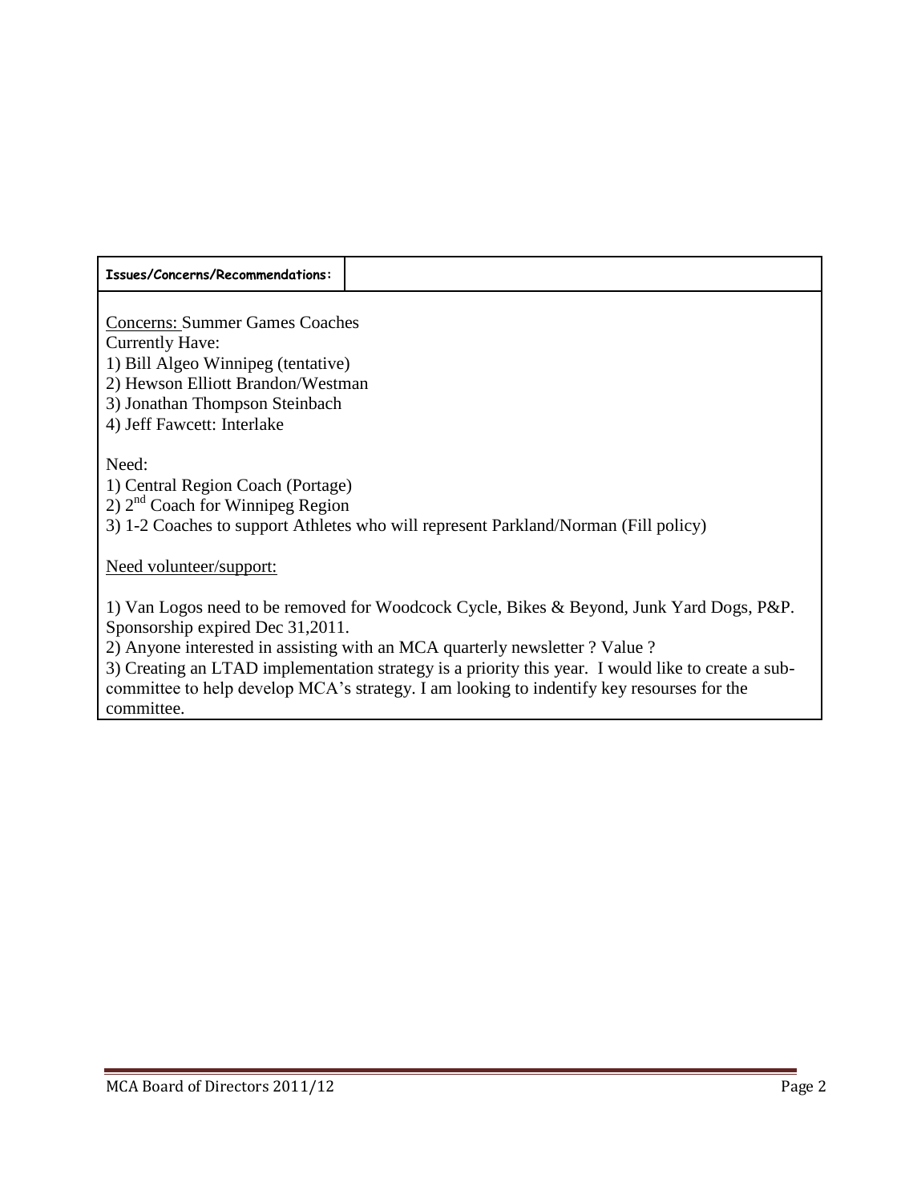| **Issues/Concerns/Recommendations:** | |
|---|---|

Concerns: Summer Games Coaches
Currently Have:
1) Bill Algeo Winnipeg (tentative)
2) Hewson Elliott Brandon/Westman
3) Jonathan Thompson Steinbach
4) Jeff Fawcett: Interlake

Need:
1) Central Region Coach (Portage)
2) 2nd Coach for Winnipeg Region
3) 1-2 Coaches to support Athletes who will represent Parkland/Norman (Fill policy)

Need volunteer/support:

1) Van Logos need to be removed for Woodcock Cycle, Bikes & Beyond, Junk Yard Dogs, P&P. Sponsorship expired Dec 31,2011.
2) Anyone interested in assisting with an MCA quarterly newsletter ? Value ?
3) Creating an LTAD implementation strategy is a priority this year. I would like to create a sub-committee to help develop MCA's strategy. I am looking to indentify key resourses for the committee.